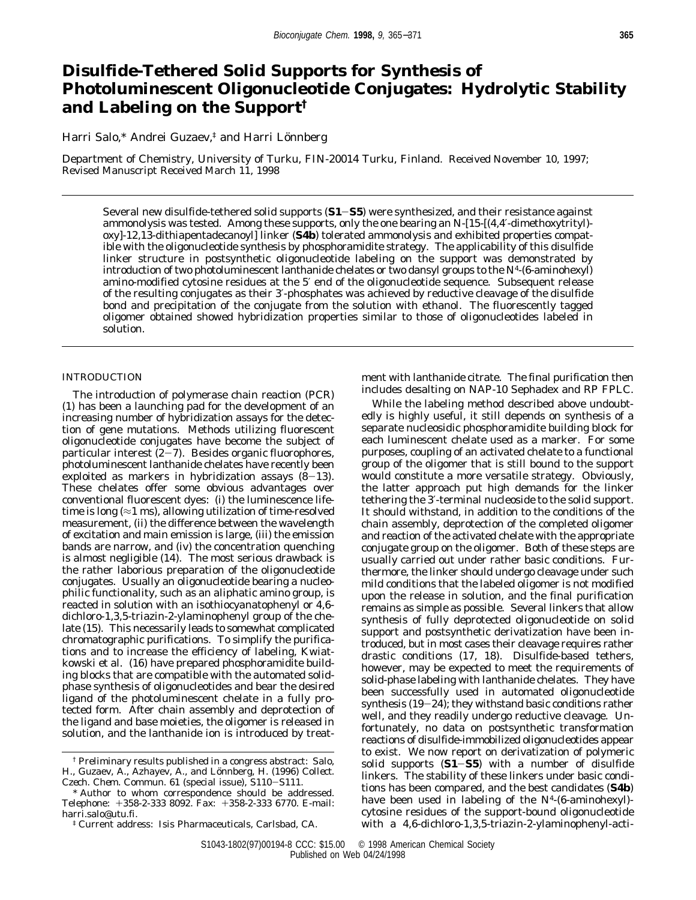# Disulfide-Tethered Solid Supports for Synthesis of Photoluminescent Oligonucleotide Conjugates: Hydrolytic Stability and Labeling on the Support†

Harri Salo,* Andrei Guzaev,‡ and Harri Lönnberg

Department of Chemistry, University of Turku, FIN-20014 Turku, Finland. Received November 10, 1997; Revised Manuscript Received March 11, 1998

Several new disulfide-tethered solid supports (**S1**–**S5**) were synthesized, and their resistance against ammonolysis was tested. Among these supports, only the one bearing an N-[15-[(4,4′-dimethoxytrityl)-oxy]-12,13-dithiapentadecanoyl] linker (**S4b**) tolerated ammonolysis and exhibited properties compatible with the oligonucleotide synthesis by phosphoramidite strategy. The applicability of this disulfide linker structure in postsynthetic oligonucleotide labeling on the support was demonstrated by introduction of two photoluminescent lanthanide chelates or two dansyl groups to the $N^4$-(6-aminohexyl) amino-modified cytosine residues at the 5′ end of the oligonucleotide sequence. Subsequent release of the resulting conjugates as their 3′-phosphates was achieved by reductive cleavage of the disulfide bond and precipitation of the conjugate from the solution with ethanol. The fluorescently tagged oligomer obtained showed hybridization properties similar to those of oligonucleotides labeled in solution.

## INTRODUCTION

The introduction of polymerase chain reaction (PCR) (1) has been a launching pad for the development of an increasing number of hybridization assays for the detection of gene mutations. Methods utilizing fluorescent oligonucleotide conjugates have become the subject of particular interest (2–7). Besides organic fluorophores, photoluminescent lanthanide chelates have recently been exploited as markers in hybridization assays (8–13). These chelates offer some obvious advantages over conventional fluorescent dyes: (i) the luminescence lifetime is long (≈1 ms), allowing utilization of time-resolved measurement, (ii) the difference between the wavelength of excitation and main emission is large, (iii) the emission bands are narrow, and (iv) the concentration quenching is almost negligible (14). The most serious drawback is the rather laborious preparation of the oligonucleotide conjugates. Usually an oligonucleotide bearing a nucleophilic functionality, such as an aliphatic amino group, is reacted in solution with an isothiocyanatophenyl or 4,6-dichloro-1,3,5-triazin-2-ylaminophenyl group of the chelate (15). This necessarily leads to somewhat complicated chromatographic purifications. To simplify the purifications and to increase the efficiency of labeling, Kwiatkowski et al. (16) have prepared phosphoramidite building blocks that are compatible with the automated solid-phase synthesis of oligonucleotides and bear the desired ligand of the photoluminescent chelate in a fully protected form. After chain assembly and deprotection of the ligand and base moieties, the oligomer is released in solution, and the lanthanide ion is introduced by treatment with lanthanide citrate. The final purification then includes desalting on NAP-10 Sephadex and RP FPLC.

While the labeling method described above undoubtedly is highly useful, it still depends on synthesis of a separate nucleosidic phosphoramidite building block for each luminescent chelate used as a marker. For some purposes, coupling of an activated chelate to a functional group of the oligomer that is still bound to the support would constitute a more versatile strategy. Obviously, the latter approach put high demands for the linker tethering the 3′-terminal nucleoside to the solid support. It should withstand, in addition to the conditions of the chain assembly, deprotection of the completed oligomer and reaction of the activated chelate with the appropriate conjugate group on the oligomer. Both of these steps are usually carried out under rather basic conditions. Furthermore, the linker should undergo cleavage under such mild conditions that the labeled oligomer is not modified upon the release in solution, and the final purification remains as simple as possible. Several linkers that allow synthesis of fully deprotected oligonucleotide on solid support and postsynthetic derivatization have been introduced, but in most cases their cleavage requires rather drastic conditions (17, 18). Disulfide-based tethers, however, may be expected to meet the requirements of solid-phase labeling with lanthanide chelates. They have been successfully used in automated oligonucleotide synthesis (19–24); they withstand basic conditions rather well, and they readily undergo reductive cleavage. Unfortunately, no data on postsynthetic transformation reactions of disulfide-immobilized oligonucleotides appear to exist. We now report on derivatization of polymeric solid supports (**S1**–**S5**) with a number of disulfide linkers. The stability of these linkers under basic conditions has been compared, and the best candidates (**S4b**) have been used in labeling of the $N^4$-(6-aminohexyl)-cytosine residues of the support-bound oligonucleotide with a 4,6-dichloro-1,3,5-triazin-2-ylaminophenyl-acti-

† Preliminary results published in a congress abstract: Salo, H., Guzaev, A., Azhayev, A., and Lönnberg, H. (1996) Collect. Czech. Chem. Commun. 61 (special issue), S110–S111.

\* Author to whom correspondence should be addressed. Telephone: +358-2-333 8092. Fax: +358-2-333 6770. E-mail: harri.salo@utu.fi.

‡ Current address: Isis Pharmaceuticals, Carlsbad, CA.

S1043-1802(97)00194-8 CCC: $15.00 © 1998 American Chemical Society
Published on Web 04/24/1998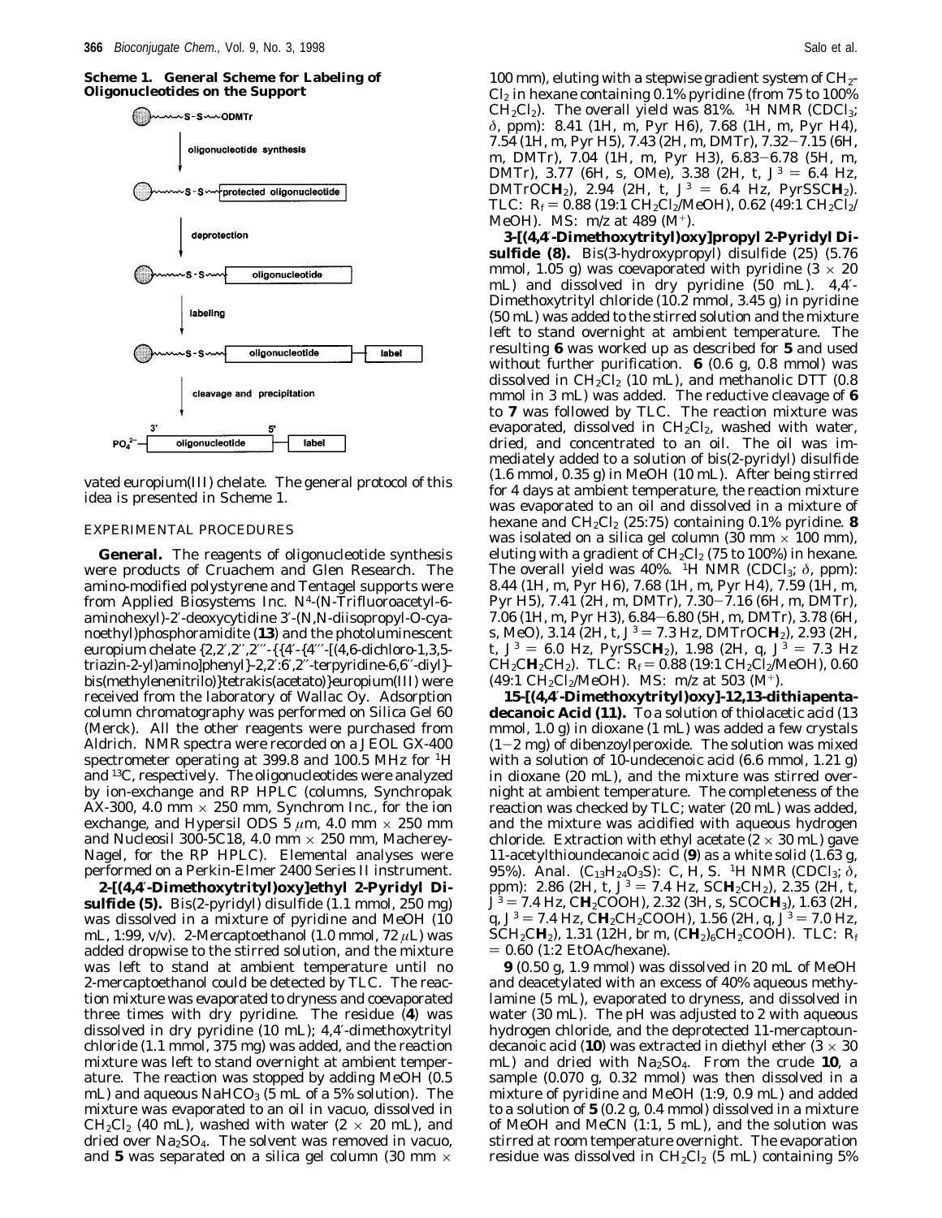**Scheme 1. General Scheme for Labeling of Oligonucleotides on the Support**

vated europium(III) chelate. The general protocol of this idea is presented in Scheme 1.

## EXPERIMENTAL PROCEDURES

**General.** The reagents of oligonucleotide synthesis were products of Cruachem and Glen Research. The amino-modified polystyrene and Tentagel supports were from Applied Biosystems Inc. $N^4$-(*N*-Trifluoroacetyl-6-aminohexyl)-2′-deoxycytidine 3′-(*N*,*N*-diisopropyl-*O*-cyanoethyl)phosphoramidite (**13**) and the photoluminescent europium chelate {2,2′,2′′,2′′′-{{4′-{4′′′-[(4,6-dichloro-1,3,5-triazin-2-yl)amino]phenyl}-2,2′:6′,2′′-terpyridine-6,6′′-diyl}-bis(methylenenitrilo)}tetrakis(acetato)}europium(III) were received from the laboratory of Wallac Oy. Adsorption column chromatography was performed on Silica Gel 60 (Merck). All the other reagents were purchased from Aldrich. NMR spectra were recorded on a JEOL GX-400 spectrometer operating at 399.8 and 100.5 MHz for $^1H$ and $^{13}C$, respectively. The oligonucleotides were analyzed by ion-exchange and RP HPLC (columns, Synchropak AX-300, 4.0 mm × 250 mm, Synchrom Inc., for the ion exchange, and Hypersil ODS 5 μm, 4.0 mm × 250 mm and Nucleosil 300-5C18, 4.0 mm × 250 mm, Macherey-Nagel, for the RP HPLC). Elemental analyses were performed on a Perkin-Elmer 2400 Series II instrument.

**2-[(4,4′-Dimethoxytrityl)oxy]ethyl 2-Pyridyl Disulfide (5).** Bis(2-pyridyl) disulfide (1.1 mmol, 250 mg) was dissolved in a mixture of pyridine and MeOH (10 mL, 1:99, v/v). 2-Mercaptoethanol (1.0 mmol, 72 μL) was added dropwise to the stirred solution, and the mixture was left to stand at ambient temperature until no 2-mercaptoethanol could be detected by TLC. The reaction mixture was evaporated to dryness and coevaporated three times with dry pyridine. The residue (**4**) was dissolved in dry pyridine (10 mL); 4,4′-dimethoxytrityl chloride (1.1 mmol, 375 mg) was added, and the reaction mixture was left to stand overnight at ambient temperature. The reaction was stopped by adding MeOH (0.5 mL) and aqueous $NaHCO_3$ (5 mL of a 5% solution). The mixture was evaporated to an oil in vacuo, dissolved in $CH_2Cl_2$ (40 mL), washed with water (2 × 20 mL), and dried over $Na_2SO_4$. The solvent was removed in vacuo, and **5** was separated on a silica gel column (30 mm × 100 mm), eluting with a stepwise gradient system of $CH_2Cl_2$ in hexane containing 0.1% pyridine (from 75 to 100% $CH_2Cl_2$). The overall yield was 81%. $^1H$ NMR ($CDCl_3$; δ, ppm): 8.41 (1H, m, Pyr H6), 7.68 (1H, m, Pyr H4), 7.54 (1H, m, Pyr H5), 7.43 (2H, m, DMTr), 7.32−7.15 (6H, m, DMTr), 7.04 (1H, m, Pyr H3), 6.83−6.78 (5H, m, DMTr), 3.77 (6H, s, OMe), 3.38 (2H, t, $J^3$ = 6.4 Hz, DMTrOC**H**$_2$), 2.94 (2H, t, $J^3$ = 6.4 Hz, PyrSSC**H**$_2$). TLC: $R_f$ = 0.88 (19:1 $CH_2Cl_2$/MeOH), 0.62 (49:1 $CH_2Cl_2$/MeOH). MS: *m/z* at 489 ($M^+$).

**3-[(4,4′-Dimethoxytrityl)oxy]propyl 2-Pyridyl Disulfide (8).** Bis(3-hydroxypropyl) disulfide (25) (5.76 mmol, 1.05 g) was coevaporated with pyridine (3 × 20 mL) and dissolved in dry pyridine (50 mL). 4,4′-Dimethoxytrityl chloride (10.2 mmol, 3.45 g) in pyridine (50 mL) was added to the stirred solution and the mixture left to stand overnight at ambient temperature. The resulting **6** was worked up as described for **5** and used without further purification. **6** (0.6 g, 0.8 mmol) was dissolved in $CH_2Cl_2$ (10 mL), and methanolic DTT (0.8 mmol in 3 mL) was added. The reductive cleavage of **6** to **7** was followed by TLC. The reaction mixture was evaporated, dissolved in $CH_2Cl_2$, washed with water, dried, and concentrated to an oil. The oil was immediately added to a solution of bis(2-pyridyl) disulfide (1.6 mmol, 0.35 g) in MeOH (10 mL). After being stirred for 4 days at ambient temperature, the reaction mixture was evaporated to an oil and dissolved in a mixture of hexane and $CH_2Cl_2$ (25:75) containing 0.1% pyridine. **8** was isolated on a silica gel column (30 mm × 100 mm), eluting with a gradient of $CH_2Cl_2$ (75 to 100%) in hexane. The overall yield was 40%. $^1H$ NMR ($CDCl_3$; δ, ppm): 8.44 (1H, m, Pyr H6), 7.68 (1H, m, Pyr H4), 7.59 (1H, m, Pyr H5), 7.41 (2H, m, DMTr), 7.30−7.16 (6H, m, DMTr), 7.06 (1H, m, Pyr H3), 6.84−6.80 (5H, m, DMTr), 3.78 (6H, s, MeO), 3.14 (2H, t, $J^3$ = 7.3 Hz, DMTrOC**H**$_2$), 2.93 (2H, t, $J^3$ = 6.0 Hz, PyrSSC**H**$_2$), 1.98 (2H, q, $J^3$ = 7.3 Hz $CH_2$C**H**$_2$CH$_2$). TLC: $R_f$ = 0.88 (19:1 $CH_2Cl_2$/MeOH), 0.60 (49:1 $CH_2Cl_2$/MeOH). MS: *m/z* at 503 ($M^+$).

**15-[(4,4′-Dimethoxytrityl)oxy]-12,13-dithiapentadecanoic Acid (11).** To a solution of thiolacetic acid (13 mmol, 1.0 g) in dioxane (1 mL) was added a few crystals (1−2 mg) of dibenzoylperoxide. The solution was mixed with a solution of 10-undecenoic acid (6.6 mmol, 1.21 g) in dioxane (20 mL), and the mixture was stirred overnight at ambient temperature. The completeness of the reaction was checked by TLC; water (20 mL) was added, and the mixture was acidified with aqueous hydrogen chloride. Extraction with ethyl acetate (2 × 30 mL) gave 11-acetylthioundecanoic acid (**9**) as a white solid (1.63 g, 95%). Anal. ($C_{13}H_{24}O_3S$): C, H, S. $^1H$ NMR ($CDCl_3$; δ, ppm): 2.86 (2H, t, $J^3$ = 7.4 Hz, SC**H**$_2$CH$_2$), 2.35 (2H, t, $J^3$ = 7.4 Hz, C**H**$_2$COOH), 2.32 (3H, s, SCOC**H**$_3$), 1.63 (2H, q, $J^3$ = 7.4 Hz, C**H**$_2$CH$_2$COOH), 1.56 (2H, q, $J^3$ = 7.0 Hz, SCH$_2$C**H**$_2$), 1.31 (12H, br m, (C**H**$_2$)$_6$CH$_2$COOH). TLC: $R_f$ = 0.60 (1:2 EtOAc/hexane).

**9** (0.50 g, 1.9 mmol) was dissolved in 20 mL of MeOH and deacetylated with an excess of 40% aqueous methylamine (5 mL), evaporated to dryness, and dissolved in water (30 mL). The pH was adjusted to 2 with aqueous hydrogen chloride, and the deprotected 11-mercaptoundecanoic acid (**10**) was extracted in diethyl ether (3 × 30 mL) and dried with $Na_2SO_4$. From the crude **10**, a sample (0.070 g, 0.32 mmol) was then dissolved in a mixture of pyridine and MeOH (1:9, 0.9 mL) and added to a solution of **5** (0.2 g, 0.4 mmol) dissolved in a mixture of MeOH and MeCN (1:1, 5 mL), and the solution was stirred at room temperature overnight. The evaporation residue was dissolved in $CH_2Cl_2$ (5 mL) containing 5%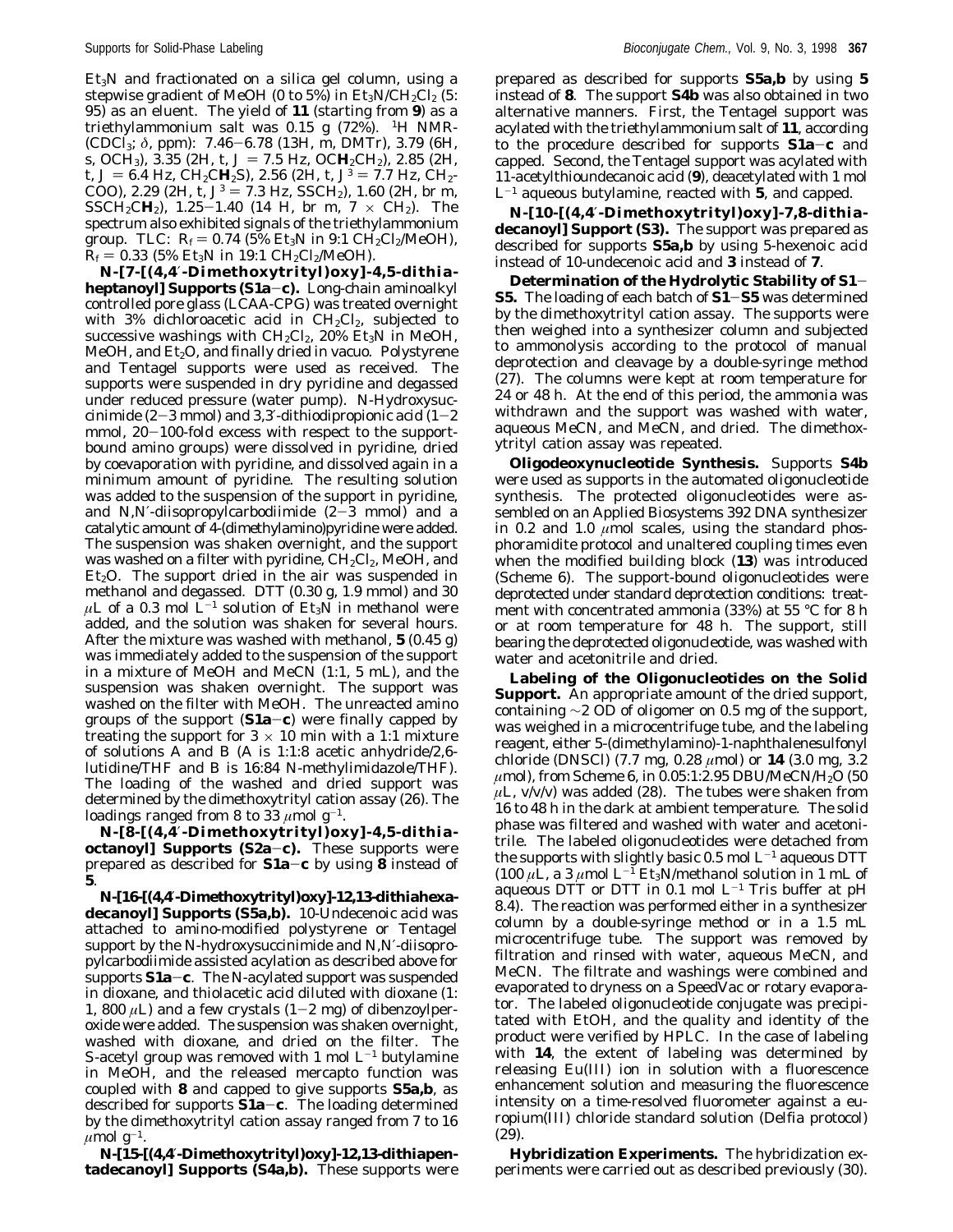$Et_3N$ and fractionated on a silica gel column, using a stepwise gradient of MeOH (0 to 5%) in $Et_3N/CH_2Cl_2$ (5:95) as an eluent. The yield of **11** (starting from **9**) as a triethylammonium salt was 0.15 g (72%). $^1H$ NMR-($CDCl_3$; δ, ppm): 7.46–6.78 (13H, m, DMTr), 3.79 (6H, s, $OCH_3$), 3.35 (2H, t, $J$ = 7.5 Hz, $OCH_2CH_2$), 2.85 (2H, t, $J$ = 6.4 Hz, $CH_2CH_2S$), 2.56 (2H, t, $J^3$ = 7.7 Hz, $CH_2COO$), 2.29 (2H, t, $J^3$ = 7.3 Hz, $SSCH_2$), 1.60 (2H, br m, $SSCH_2CH_2$), 1.25–1.40 (14 H, br m, 7 × $CH_2$). The spectrum also exhibited signals of the triethylammonium group. TLC: $R_f$ = 0.74 (5% $Et_3N$ in 9:1 $CH_2Cl_2$/MeOH), $R_f$ = 0.33 (5% $Et_3N$ in 19:1 $CH_2Cl_2$/MeOH).

**N-[7-[(4,4′-Dimethoxytrityl)oxy]-4,5-dithiaheptanoyl] Supports (S1a–c).** Long-chain aminoalkyl controlled pore glass (LCAA-CPG) was treated overnight with 3% dichloroacetic acid in $CH_2Cl_2$, subjected to successive washings with $CH_2Cl_2$, 20% $Et_3N$ in MeOH, MeOH, and $Et_2O$, and finally dried in vacuo. Polystyrene and Tentagel supports were used as received. The supports were suspended in dry pyridine and degassed under reduced pressure (water pump). N-Hydroxysuccinimide (2–3 mmol) and 3,3′-dithiodipropionic acid (1–2 mmol, 20–100-fold excess with respect to the support-bound amino groups) were dissolved in pyridine, dried by coevaporation with pyridine, and dissolved again in a minimum amount of pyridine. The resulting solution was added to the suspension of the support in pyridine, and N,N′-diisopropylcarbodiimide (2–3 mmol) and a catalytic amount of 4-(dimethylamino)pyridine were added. The suspension was shaken overnight, and the support was washed on a filter with pyridine, $CH_2Cl_2$, MeOH, and $Et_2O$. The support dried in the air was suspended in methanol and degassed. DTT (0.30 g, 1.9 mmol) and 30 μL of a 0.3 mol $L^{-1}$ solution of $Et_3N$ in methanol were added, and the solution was shaken for several hours. After the mixture was washed with methanol, **5** (0.45 g) was immediately added to the suspension of the support in a mixture of MeOH and MeCN (1:1, 5 mL), and the suspension was shaken overnight. The support was washed on the filter with MeOH. The unreacted amino groups of the support (**S1a–c**) were finally capped by treating the support for 3 × 10 min with a 1:1 mixture of solutions A and B (A is 1:1:8 acetic anhydride/2,6-lutidine/THF and B is 16:84 N-methylimidazole/THF). The loading of the washed and dried support was determined by the dimethoxytrityl cation assay (26). The loadings ranged from 8 to 33 μmol $g^{-1}$.

**N-[8-[(4,4′-Dimethoxytrityl)oxy]-4,5-dithiaoctanoyl] Supports (S2a–c).** These supports were prepared as described for **S1a–c** by using **8** instead of **5**.

**N-[16-[(4,4′-Dimethoxytrityl)oxy]-12,13-dithiahexadecanoyl] Supports (S5a,b).** 10-Undecenoic acid was attached to amino-modified polystyrene or Tentagel support by the N-hydroxysuccinimide and N,N′-diisopropylcarbodiimide assisted acylation as described above for supports **S1a–c**. The N-acylated support was suspended in dioxane, and thiolacetic acid diluted with dioxane (1:1, 800 μL) and a few crystals (1–2 mg) of dibenzoylperoxide were added. The suspension was shaken overnight, washed with dioxane, and dried on the filter. The S-acetyl group was removed with 1 mol $L^{-1}$ butylamine in MeOH, and the released mercapto function was coupled with **8** and capped to give supports **S5a,b**, as described for supports **S1a–c**. The loading determined by the dimethoxytrityl cation assay ranged from 7 to 16 μmol $g^{-1}$.

**N-[15-[(4,4′-Dimethoxytrityl)oxy]-12,13-dithiapentadecanoyl] Supports (S4a,b).** These supports were prepared as described for supports **S5a,b** by using **5** instead of **8**. The support **S4b** was also obtained in two alternative manners. First, the Tentagel support was acylated with the triethylammonium salt of **11**, according to the procedure described for supports **S1a–c** and capped. Second, the Tentagel support was acylated with 11-acetylthioundecanoic acid (**9**), deacetylated with 1 mol $L^{-1}$ aqueous butylamine, reacted with **5**, and capped.

**N-[10-[(4,4′-Dimethoxytrityl)oxy]-7,8-dithiadecanoyl] Support (S3).** The support was prepared as described for supports **S5a,b** by using 5-hexenoic acid instead of 10-undecenoic acid and **3** instead of **7**.

**Determination of the Hydrolytic Stability of S1–S5.** The loading of each batch of **S1–S5** was determined by the dimethoxytrityl cation assay. The supports were then weighed into a synthesizer column and subjected to ammonolysis according to the protocol of manual deprotection and cleavage by a double-syringe method (27). The columns were kept at room temperature for 24 or 48 h. At the end of this period, the ammonia was withdrawn and the support was washed with water, aqueous MeCN, and MeCN, and dried. The dimethoxytrityl cation assay was repeated.

**Oligodeoxynucleotide Synthesis.** Supports **S4b** were used as supports in the automated oligonucleotide synthesis. The protected oligonucleotides were assembled on an Applied Biosystems 392 DNA synthesizer in 0.2 and 1.0 μmol scales, using the standard phosphoramidite protocol and unaltered coupling times even when the modified building block (**13**) was introduced (Scheme 6). The support-bound oligonucleotides were deprotected under standard deprotection conditions: treatment with concentrated ammonia (33%) at 55 °C for 8 h or at room temperature for 48 h. The support, still bearing the deprotected oligonucleotide, was washed with water and acetonitrile and dried.

**Labeling of the Oligonucleotides on the Solid Support.** An appropriate amount of the dried support, containing ~2 OD of oligomer on 0.5 mg of the support, was weighed in a microcentrifuge tube, and the labeling reagent, either 5-(dimethylamino)-1-naphthalenesulfonyl chloride (DNSCl) (7.7 mg, 0.28 μmol) or **14** (3.0 mg, 3.2 μmol), from Scheme 6, in 0.05:1:2.95 DBU/MeCN/$H_2O$ (50 μL, v/v/v) was added (28). The tubes were shaken from 16 to 48 h in the dark at ambient temperature. The solid phase was filtered and washed with water and acetonitrile. The labeled oligonucleotides were detached from the supports with slightly basic 0.5 mol $L^{-1}$ aqueous DTT (100 μL, a 3 μmol $L^{-1}$ $Et_3N$/methanol solution in 1 mL of aqueous DTT or DTT in 0.1 mol $L^{-1}$ Tris buffer at pH 8.4). The reaction was performed either in a synthesizer column by a double-syringe method or in a 1.5 mL microcentrifuge tube. The support was removed by filtration and rinsed with water, aqueous MeCN, and MeCN. The filtrate and washings were combined and evaporated to dryness on a SpeedVac or rotary evaporator. The labeled oligonucleotide conjugate was precipitated with EtOH, and the quality and identity of the product were verified by HPLC. In the case of labeling with **14**, the extent of labeling was determined by releasing Eu(III) ion in solution with a fluorescence enhancement solution and measuring the fluorescence intensity on a time-resolved fluorometer against a europium(III) chloride standard solution (Delfia protocol) (29).

**Hybridization Experiments.** The hybridization experiments were carried out as described previously (30).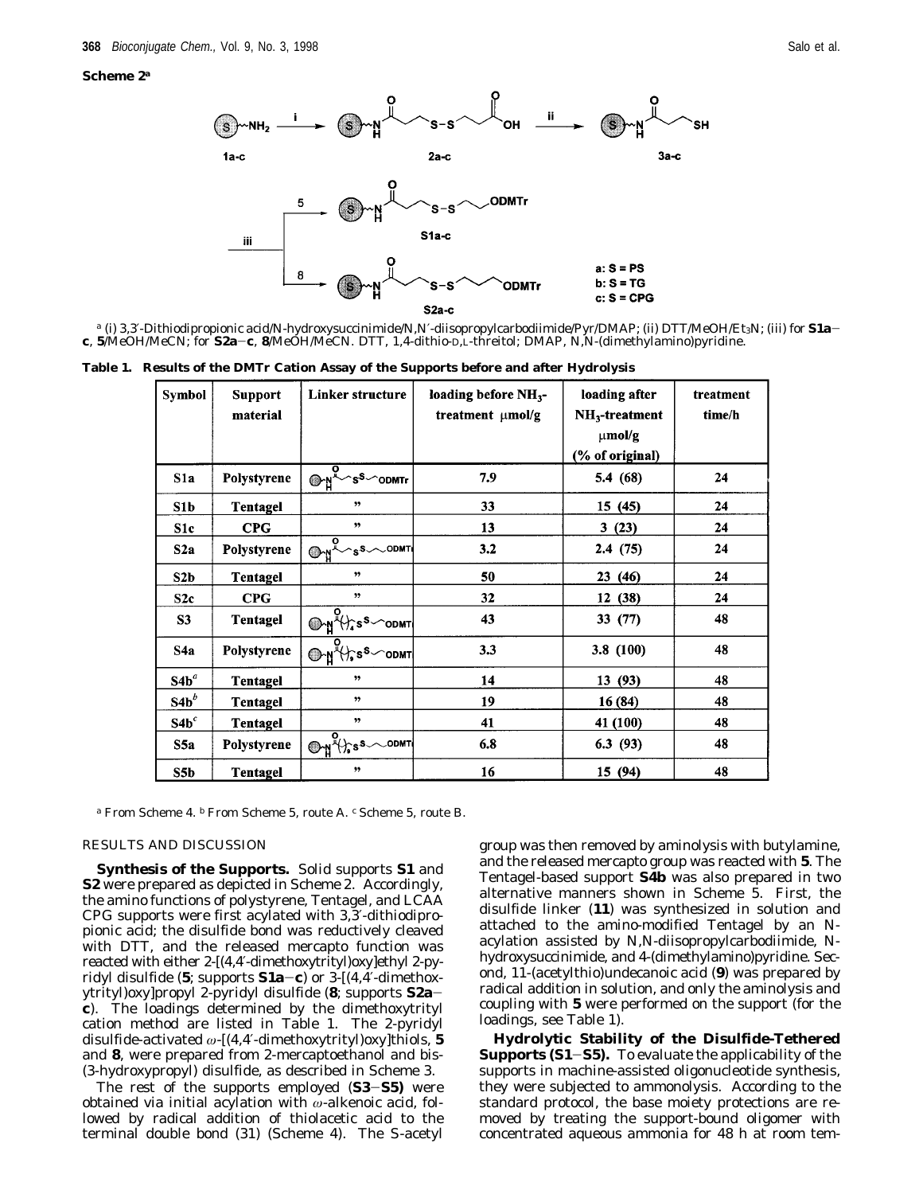**Scheme 2**[a]

[a] (i) 3,3′-Dithiodipropionic acid/N-hydroxysuccinimide/N,N′-diisopropylcarbodiimide/Pyr/DMAP; (ii) DTT/MeOH/$Et_3N$; (iii) for **S1a**–**c**, **5**/MeOH/MeCN; for **S2a**–**c**, **8**/MeOH/MeCN. DTT, 1,4-dithio-D,L-threitol; DMAP, N,N-(dimethylamino)pyridine.

**Table 1. Results of the DMTr Cation Assay of the Supports before and after Hydrolysis**

| Symbol | Support material | Linker structure | loading before $NH_3$-treatment μmol/g | loading after $NH_3$-treatment μmol/g (% of original) | treatment time/h |
|---|---|---|---|---|---|
| S1a | Polystyrene | S–NH–CO–$CH_2CH_2$–S–S–$CH_2CH_2$–ODMTr | 7.9 | 5.4 (68) | 24 |
| S1b | Tentagel | " | 33 | 15 (45) | 24 |
| S1c | CPG | " | 13 | 3 (23) | 24 |
| S2a | Polystyrene | S–NH–CO–$CH_2CH_2$–S–S–$(CH_2)_3$–ODMTr | 3.2 | 2.4 (75) | 24 |
| S2b | Tentagel | " | 50 | 23 (46) | 24 |
| S2c | CPG | " | 32 | 12 (38) | 24 |
| S3 | Tentagel | S–NH–CO–$(CH_2)_4$–S–S–$CH_2CH_2$–ODMTr | 43 | 33 (77) | 48 |
| S4a | Polystyrene | S–NH–CO–$(CH_2)_{10}$–S–S–$CH_2CH_2$–ODMTr | 3.3 | 3.8 (100) | 48 |
| S4b[a] | Tentagel | " | 14 | 13 (93) | 48 |
| S4b[b] | Tentagel | " | 19 | 16 (84) | 48 |
| S4b[c] | Tentagel | " | 41 | 41 (100) | 48 |
| S5a | Polystyrene | S–NH–CO–$(CH_2)_{10}$–S–S–$(CH_2)_3$–ODMTr | 6.8 | 6.3 (93) | 48 |
| S5b | Tentagel | " | 16 | 15 (94) | 48 |

[a] From Scheme 4. [b] From Scheme 5, route A. [c] Scheme 5, route B.

## RESULTS AND DISCUSSION

**Synthesis of the Supports.** Solid supports **S1** and **S2** were prepared as depicted in Scheme 2. Accordingly, the amino functions of polystyrene, Tentagel, and LCAA CPG supports were first acylated with 3,3′-dithiodipropionic acid; the disulfide bond was reductively cleaved with DTT, and the released mercapto function was reacted with either 2-[(4,4′-dimethoxytrityl)oxy]ethyl 2-pyridyl disulfide (**5**; supports **S1a**–**c**) or 3-[(4,4′-dimethoxytrityl)oxy]propyl 2-pyridyl disulfide (**8**; supports **S2a**–**c**). The loadings determined by the dimethoxytrityl cation method are listed in Table 1. The 2-pyridyl disulfide-activated ω-[(4,4′-dimethoxytrityl)oxy]thiols, **5** and **8**, were prepared from 2-mercaptoethanol and bis-(3-hydroxypropyl) disulfide, as described in Scheme 3.

The rest of the supports employed (**S3**–**S5**) were obtained via initial acylation with ω-alkenoic acid, followed by radical addition of thiolacetic acid to the terminal double bond (31) (Scheme 4). The S-acetyl group was then removed by aminolysis with butylamine, and the released mercapto group was reacted with **5**. The Tentagel-based support **S4b** was also prepared in two alternative manners shown in Scheme 5. First, the disulfide linker (**11**) was synthesized in solution and attached to the amino-modified Tentagel by an N-acylation assisted by N,N-diisopropylcarbodiimide, N-hydroxysuccinimide, and 4-(dimethylamino)pyridine. Second, 11-(acetylthio)undecanoic acid (**9**) was prepared by radical addition in solution, and only the aminolysis and coupling with **5** were performed on the support (for the loadings, see Table 1).

**Hydrolytic Stability of the Disulfide-Tethered Supports (S1–S5).** To evaluate the applicability of the supports in machine-assisted oligonucleotide synthesis, they were subjected to ammonolysis. According to the standard protocol, the base moiety protections are removed by treating the support-bound oligomer with concentrated aqueous ammonia for 48 h at room tem-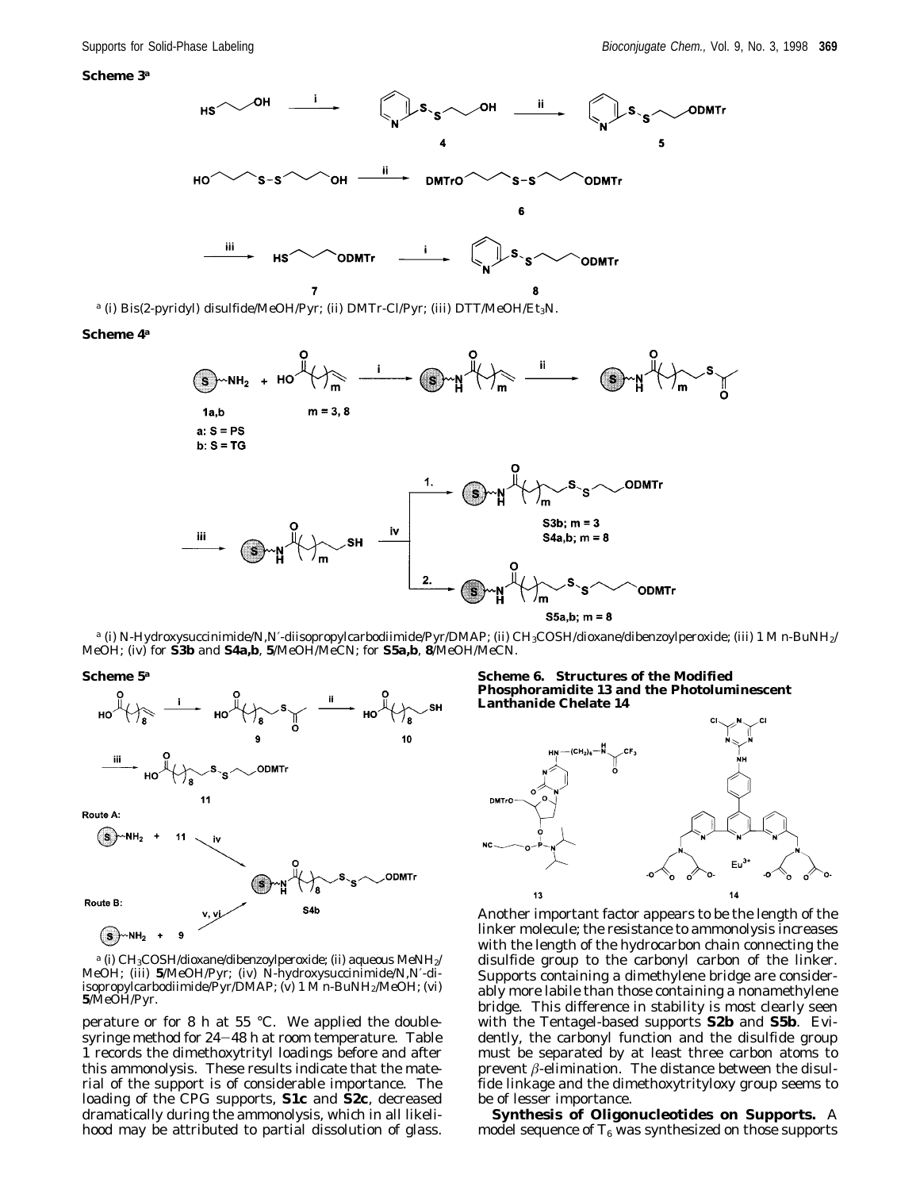**Scheme 3**[a]

[a] (i) Bis(2-pyridyl) disulfide/MeOH/Pyr; (ii) DMTr-Cl/Pyr; (iii) DTT/MeOH/$Et_3N$.

**Scheme 4**[a]

[a] (i) N-Hydroxysuccinimide/N,N′-diisopropylcarbodiimide/Pyr/DMAP; (ii) $CH_3COSH$/dioxane/dibenzoylperoxide; (iii) 1 M n-$BuNH_2$/MeOH; (iv) for **S3b** and **S4a,b**, **5**/MeOH/MeCN; for **S5a,b**, **8**/MeOH/MeCN.

**Scheme 5**[a]

[a] (i) $CH_3COSH$/dioxane/dibenzoylperoxide; (ii) aqueous $MeNH_2$/MeOH; (iii) **5**/MeOH/Pyr; (iv) N-hydroxysuccinimide/N,N′-diisopropylcarbodiimide/Pyr/DMAP; (v) 1 M n-$BuNH_2$/MeOH; (vi) **5**/MeOH/Pyr.

**Scheme 6. Structures of the Modified Phosphoramidite 13 and the Photoluminescent Lanthanide Chelate 14**

perature or for 8 h at 55 °C. We applied the double-syringe method for 24–48 h at room temperature. Table 1 records the dimethoxytrityl loadings before and after this ammonolysis. These results indicate that the material of the support is of considerable importance. The loading of the CPG supports, **S1c** and **S2c**, decreased dramatically during the ammonolysis, which in all likelihood may be attributed to partial dissolution of glass.

Another important factor appears to be the length of the linker molecule; the resistance to ammonolysis increases with the length of the hydrocarbon chain connecting the disulfide group to the carbonyl carbon of the linker. Supports containing a dimethylene bridge are considerably more labile than those containing a nonamethylene bridge. This difference in stability is most clearly seen with the Tentagel-based supports **S2b** and **S5b**. Evidently, the carbonyl function and the disulfide group must be separated by at least three carbon atoms to prevent β-elimination. The distance between the disulfide linkage and the dimethoxytrityloxy group seems to be of lesser importance.

**Synthesis of Oligonucleotides on Supports.** A model sequence of $T_6$ was synthesized on those supports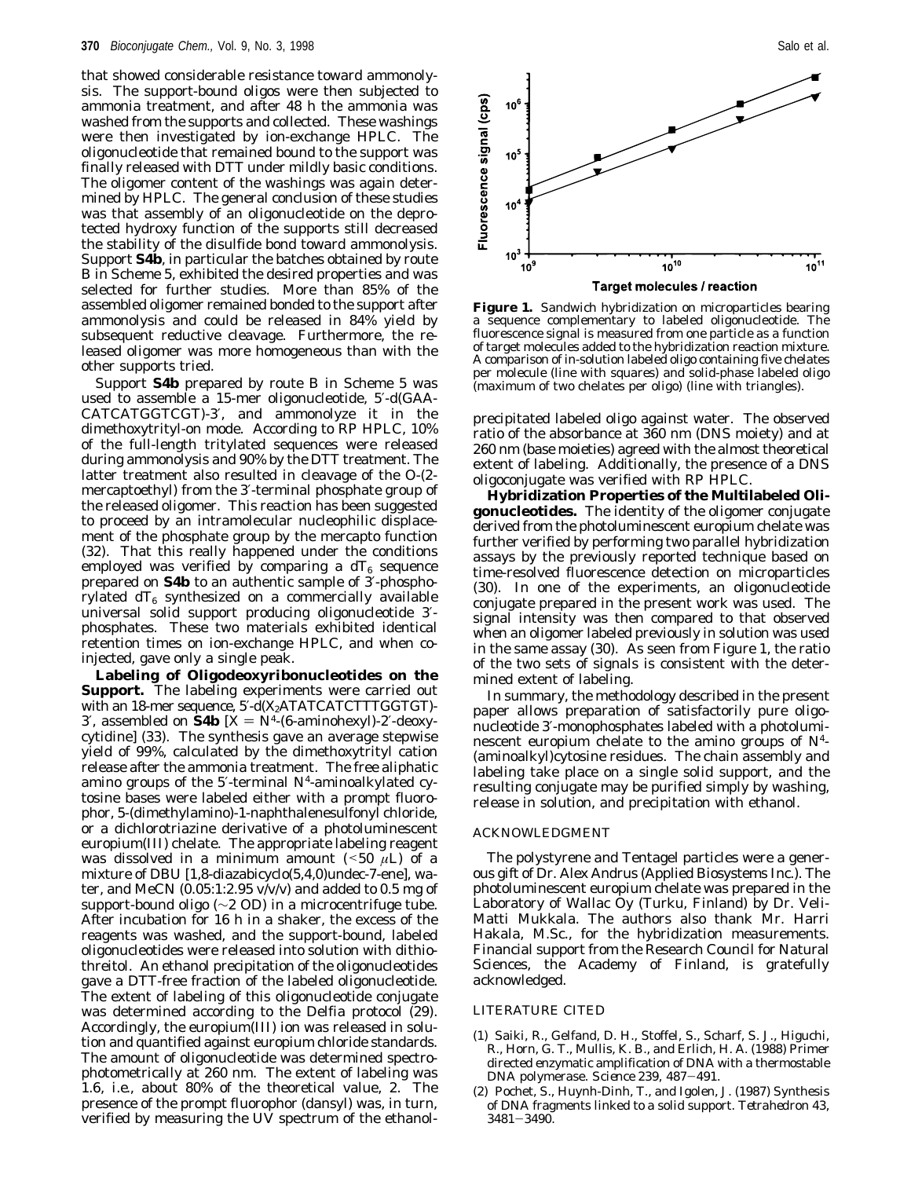that showed considerable resistance toward ammonolysis. The support-bound oligos were then subjected to ammonia treatment, and after 48 h the ammonia was washed from the supports and collected. These washings were then investigated by ion-exchange HPLC. The oligonucleotide that remained bound to the support was finally released with DTT under mildly basic conditions. The oligomer content of the washings was again determined by HPLC. The general conclusion of these studies was that assembly of an oligonucleotide on the deprotected hydroxy function of the supports still decreased the stability of the disulfide bond toward ammonolysis. Support **S4b**, in particular the batches obtained by route B in Scheme 5, exhibited the desired properties and was selected for further studies. More than 85% of the assembled oligomer remained bonded to the support after ammonolysis and could be released in 84% yield by subsequent reductive cleavage. Furthermore, the released oligomer was more homogeneous than with the other supports tried.

Support **S4b** prepared by route B in Scheme 5 was used to assemble a 15-mer oligonucleotide, 5′-d(GAACATCATGGTCGT)-3′, and ammonolyze it in the dimethoxytrityl-on mode. According to RP HPLC, 10% of the full-length tritylated sequences were released during ammonolysis and 90% by the DTT treatment. The latter treatment also resulted in cleavage of the O-(2-mercaptoethyl) from the 3′-terminal phosphate group of the released oligomer. This reaction has been suggested to proceed by an intramolecular nucleophilic displacement of the phosphate group by the mercapto function (32). That this really happened under the conditions employed was verified by comparing a $dT_6$ sequence prepared on **S4b** to an authentic sample of 3′-phosphorylated $dT_6$ synthesized on a commercially available universal solid support producing oligonucleotide 3′-phosphates. These two materials exhibited identical retention times on ion-exchange HPLC, and when coinjected, gave only a single peak.

**Labeling of Oligodeoxyribonucleotides on the Support.** The labeling experiments were carried out with an 18-mer sequence, 5′-d($X_2$ATATCATCTTTGGTGT)-3′, assembled on **S4b** [X = $N^4$-(6-aminohexyl)-2′-deoxycytidine] (33). The synthesis gave an average stepwise yield of 99%, calculated by the dimethoxytrityl cation release after the ammonia treatment. The free aliphatic amino groups of the 5′-terminal $N^4$-aminoalkylated cytosine bases were labeled either with a prompt fluorophor, 5-(dimethylamino)-1-naphthalenesulfonyl chloride, or a dichlorotriazine derivative of a photoluminescent europium(III) chelate. The appropriate labeling reagent was dissolved in a minimum amount (<50 μL) of a mixture of DBU [1,8-diazabicyclo(5,4,0)undec-7-ene], water, and MeCN (0.05:1:2.95 v/v/v) and added to 0.5 mg of support-bound oligo (~2 OD) in a microcentrifuge tube. After incubation for 16 h in a shaker, the excess of the reagents was washed, and the support-bound, labeled oligonucleotides were released into solution with dithiothreitol. An ethanol precipitation of the oligonucleotides gave a DTT-free fraction of the labeled oligonucleotide. The extent of labeling of this oligonucleotide conjugate was determined according to the Delfia protocol (29). Accordingly, the europium(III) ion was released in solution and quantified against europium chloride standards. The amount of oligonucleotide was determined spectrophotometrically at 260 nm. The extent of labeling was 1.6, i.e., about 80% of the theoretical value, 2. The presence of the prompt fluorophor (dansyl) was, in turn, verified by measuring the UV spectrum of the ethanol-precipitated labeled oligo against water. The observed ratio of the absorbance at 360 nm (DNS moiety) and at 260 nm (base moieties) agreed with the almost theoretical extent of labeling. Additionally, the presence of a DNS oligoconjugate was verified with RP HPLC.

**Figure 1.** Sandwich hybridization on microparticles bearing a sequence complementary to labeled oligonucleotide. The fluorescence signal is measured from one particle as a function of target molecules added to the hybridization reaction mixture. A comparison of in-solution labeled oligo containing five chelates per molecule (line with squares) and solid-phase labeled oligo (maximum of two chelates per oligo) (line with triangles).

**Hybridization Properties of the Multilabeled Oligonucleotides.** The identity of the oligomer conjugate derived from the photoluminescent europium chelate was further verified by performing two parallel hybridization assays by the previously reported technique based on time-resolved fluorescence detection on microparticles (30). In one of the experiments, an oligonucleotide conjugate prepared in the present work was used. The signal intensity was then compared to that observed when an oligomer labeled previously in solution was used in the same assay (30). As seen from Figure 1, the ratio of the two sets of signals is consistent with the determined extent of labeling.

In summary, the methodology described in the present paper allows preparation of satisfactorily pure oligonucleotide 3′-monophosphates labeled with a photoluminescent europium chelate to the amino groups of $N^4$-(aminoalkyl)cytosine residues. The chain assembly and labeling take place on a single solid support, and the resulting conjugate may be purified simply by washing, release in solution, and precipitation with ethanol.

## ACKNOWLEDGMENT

The polystyrene and Tentagel particles were a generous gift of Dr. Alex Andrus (Applied Biosystems Inc.). The photoluminescent europium chelate was prepared in the Laboratory of Wallac Oy (Turku, Finland) by Dr. Veli-Matti Mukkala. The authors also thank Mr. Harri Hakala, M.Sc., for the hybridization measurements. Financial support from the Research Council for Natural Sciences, the Academy of Finland, is gratefully acknowledged.

## LITERATURE CITED

(1) Saiki, R., Gelfand, D. H., Stoffel, S., Scharf, S. J., Higuchi, R., Horn, G. T., Mullis, K. B., and Erlich, H. A. (1988) Primer directed enzymatic amplification of DNA with a thermostable DNA polymerase. *Science 239*, 487–491.

(2) Pochet, S., Huynh-Dinh, T., and Igolen, J. (1987) Synthesis of DNA fragments linked to a solid support. *Tetrahedron 43*, 3481–3490.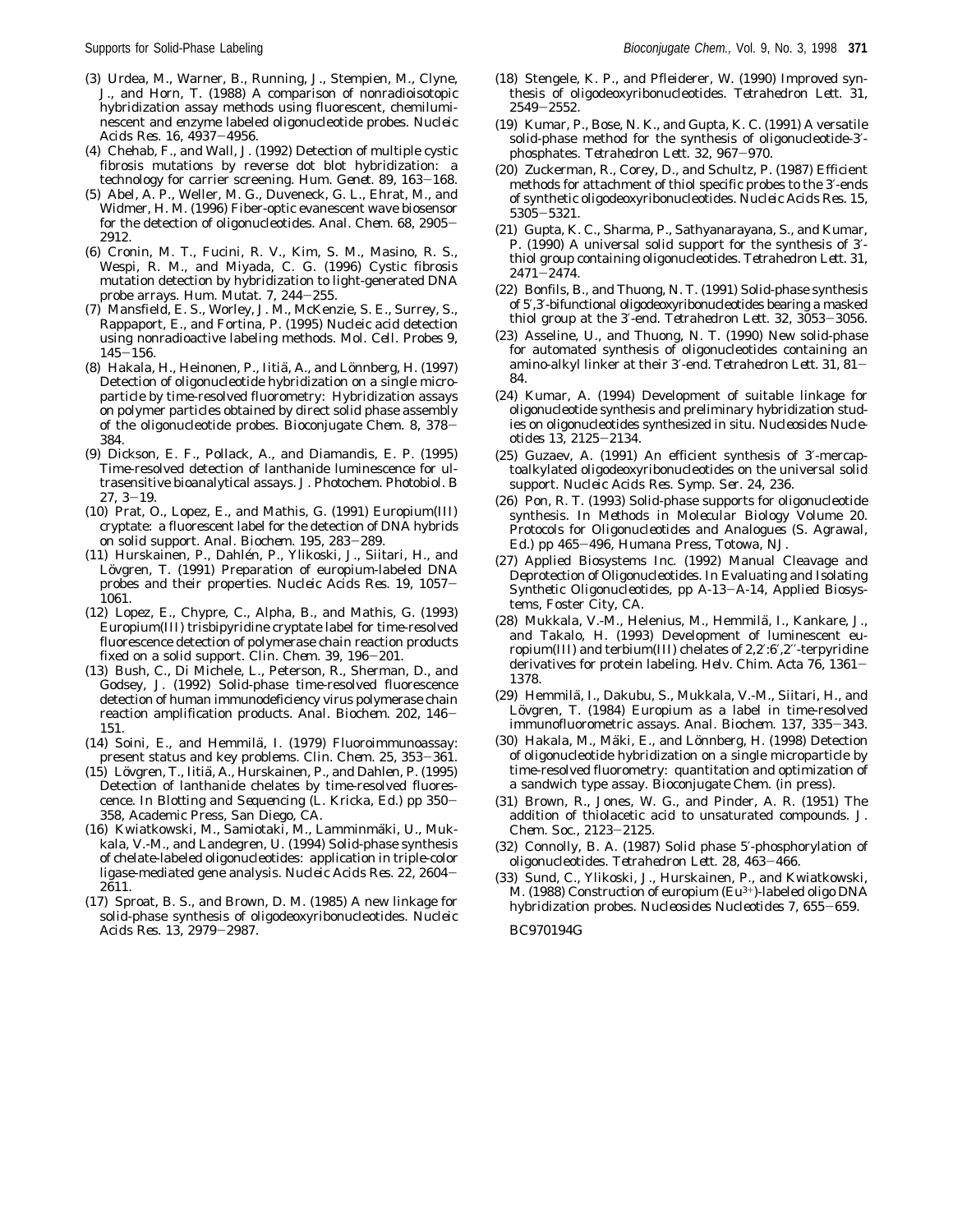(3) Urdea, M., Warner, B., Running, J., Stempien, M., Clyne, J., and Horn, T. (1988) A comparison of nonradioisotopic hybridization assay methods using fluorescent, chemiluminescent and enzyme labeled oligonucleotide probes. *Nucleic Acids Res. 16*, 4937–4956.

(4) Chehab, F., and Wall, J. (1992) Detection of multiple cystic fibrosis mutations by reverse dot blot hybridization: a technology for carrier screening. *Hum. Genet. 89*, 163–168.

(5) Abel, A. P., Weller, M. G., Duveneck, G. L., Ehrat, M., and Widmer, H. M. (1996) Fiber-optic evanescent wave biosensor for the detection of oligonucleotides. *Anal. Chem. 68*, 2905–2912.

(6) Cronin, M. T., Fucini, R. V., Kim, S. M., Masino, R. S., Wespi, R. M., and Miyada, C. G. (1996) Cystic fibrosis mutation detection by hybridization to light-generated DNA probe arrays. *Hum. Mutat. 7*, 244–255.

(7) Mansfield, E. S., Worley, J. M., McKenzie, S. E., Surrey, S., Rappaport, E., and Fortina, P. (1995) Nucleic acid detection using nonradioactive labeling methods. *Mol. Cell. Probes 9*, 145–156.

(8) Hakala, H., Heinonen, P., Iitiä, A., and Lönnberg, H. (1997) Detection of oligonucleotide hybridization on a single microparticle by time-resolved fluorometry: Hybridization assays on polymer particles obtained by direct solid phase assembly of the oligonucleotide probes. *Bioconjugate Chem. 8*, 378–384.

(9) Dickson, E. F., Pollack, A., and Diamandis, E. P. (1995) Time-resolved detection of lanthanide luminescence for ultrasensitive bioanalytical assays. *J. Photochem. Photobiol. B 27*, 3–19.

(10) Prat, O., Lopez, E., and Mathis, G. (1991) Europium(III) cryptate: a fluorescent label for the detection of DNA hybrids on solid support. *Anal. Biochem. 195*, 283–289.

(11) Hurskainen, P., Dahlén, P., Ylikoski, J., Siitari, H., and Lövgren, T. (1991) Preparation of europium-labeled DNA probes and their properties. *Nucleic Acids Res. 19*, 1057–1061.

(12) Lopez, E., Chypre, C., Alpha, B., and Mathis, G. (1993) Europium(III) trisbipyridine cryptate label for time-resolved fluorescence detection of polymerase chain reaction products fixed on a solid support. *Clin. Chem. 39*, 196–201.

(13) Bush, C., Di Michele, L., Peterson, R., Sherman, D., and Godsey, J. (1992) Solid-phase time-resolved fluorescence detection of human immunodeficiency virus polymerase chain reaction amplification products. *Anal. Biochem. 202*, 146–151.

(14) Soini, E., and Hemmilä, I. (1979) Fluoroimmunoassay: present status and key problems. *Clin. Chem. 25*, 353–361.

(15) Lövgren, T., Iitiä, A., Hurskainen, P., and Dahlen, P. (1995) Detection of lanthanide chelates by time-resolved fluorescence. In *Blotting and Sequencing* (L. Kricka, Ed.) pp 350–358, Academic Press, San Diego, CA.

(16) Kwiatkowski, M., Samiotaki, M., Lamminmäki, U., Mukkala, V.-M., and Landegren, U. (1994) Solid-phase synthesis of chelate-labeled oligonucleotides: application in triple-color ligase-mediated gene analysis. *Nucleic Acids Res. 22*, 2604–2611.

(17) Sproat, B. S., and Brown, D. M. (1985) A new linkage for solid-phase synthesis of oligodeoxyribonucleotides. *Nucleic Acids Res. 13*, 2979–2987.

(18) Stengele, K. P., and Pfleiderer, W. (1990) Improved synthesis of oligodeoxyribonucleotides. *Tetrahedron Lett. 31*, 2549–2552.

(19) Kumar, P., Bose, N. K., and Gupta, K. C. (1991) A versatile solid-phase method for the synthesis of oligonucleotide-3′-phosphates. *Tetrahedron Lett. 32*, 967–970.

(20) Zuckerman, R., Corey, D., and Schultz, P. (1987) Efficient methods for attachment of thiol specific probes to the 3′-ends of synthetic oligodeoxyribonucleotides. *Nucleic Acids Res. 15*, 5305–5321.

(21) Gupta, K. C., Sharma, P., Sathyanarayana, S., and Kumar, P. (1990) A universal solid support for the synthesis of 3′-thiol group containing oligonucleotides. *Tetrahedron Lett. 31*, 2471–2474.

(22) Bonfils, B., and Thuong, N. T. (1991) Solid-phase synthesis of 5′,3′-bifunctional oligodeoxyribonucleotides bearing a masked thiol group at the 3′-end. *Tetrahedron Lett. 32*, 3053–3056.

(23) Asseline, U., and Thuong, N. T. (1990) New solid-phase for automated synthesis of oligonucleotides containing an amino-alkyl linker at their 3′-end. *Tetrahedron Lett. 31*, 81–84.

(24) Kumar, A. (1994) Development of suitable linkage for oligonucleotide synthesis and preliminary hybridization studies on oligonucleotides synthesized in situ. *Nucleosides Nucleotides 13*, 2125–2134.

(25) Guzaev, A. (1991) An efficient synthesis of 3′-mercaptoalkylated oligodeoxyribonucleotides on the universal solid support. *Nucleic Acids Res. Symp. Ser. 24*, 236.

(26) Pon, R. T. (1993) Solid-phase supports for oligonucleotide synthesis. In *Methods in Molecular Biology Volume 20. Protocols for Oligonucleotides and Analogues* (S. Agrawal, Ed.) pp 465–496, Humana Press, Totowa, NJ.

(27) Applied Biosystems Inc. (1992) Manual Cleavage and Deprotection of Oligonucleotides. In *Evaluating and Isolating Synthetic Oligonucleotides*, pp A-13–A-14, Applied Biosystems, Foster City, CA.

(28) Mukkala, V.-M., Helenius, M., Hemmilä, I., Kankare, J., and Takalo, H. (1993) Development of luminescent europium(III) and terbium(III) chelates of 2,2′:6′,2′′-terpyridine derivatives for protein labeling. *Helv. Chim. Acta 76*, 1361–1378.

(29) Hemmilä, I., Dakubu, S., Mukkala, V.-M., Siitari, H., and Lövgren, T. (1984) Europium as a label in time-resolved immunofluorometric assays. *Anal. Biochem. 137*, 335–343.

(30) Hakala, M., Mäki, E., and Lönnberg, H. (1998) Detection of oligonucleotide hybridization on a single microparticle by time-resolved fluorometry: quantitation and optimization of a sandwich type assay. *Bioconjugate Chem.* (in press).

(31) Brown, R., Jones, W. G., and Pinder, A. R. (1951) The addition of thiolacetic acid to unsaturated compounds. *J. Chem. Soc.*, 2123–2125.

(32) Connolly, B. A. (1987) Solid phase 5′-phosphorylation of oligonucleotides. *Tetrahedron Lett. 28*, 463–466.

(33) Sund, C., Ylikoski, J., Hurskainen, P., and Kwiatkowski, M. (1988) Construction of europium ($Eu^{3+}$)-labeled oligo DNA hybridization probes. *Nucleosides Nucleotides 7*, 655–659.

BC970194G